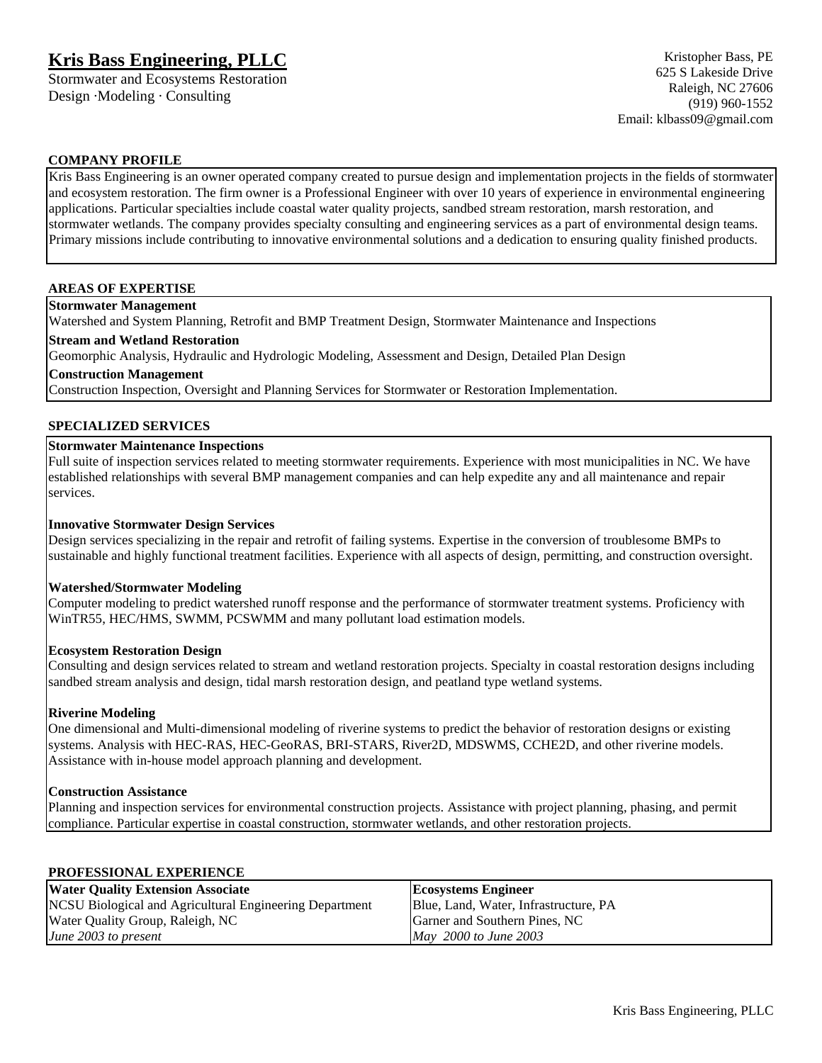# Kris Bass Engineering, PLLC

Stormwater and Ecosystems Restoration
Design ·Modeling · Consulting

Kristopher Bass, PE
625 S Lakeside Drive
Raleigh, NC 27606
(919) 960-1552
Email: klbass09@gmail.com

## COMPANY PROFILE

Kris Bass Engineering is an owner operated company created to pursue design and implementation projects in the fields of stormwater and ecosystem restoration. The firm owner is a Professional Engineer with over 10 years of experience in environmental engineering applications. Particular specialties include coastal water quality projects, sandbed stream restoration, marsh restoration, and stormwater wetlands. The company provides specialty consulting and engineering services as a part of environmental design teams. Primary missions include contributing to innovative environmental solutions and a dedication to ensuring quality finished products.

## AREAS OF EXPERTISE

**Stormwater Management**
Watershed and System Planning, Retrofit and BMP Treatment Design, Stormwater Maintenance and Inspections

**Stream and Wetland Restoration**
Geomorphic Analysis, Hydraulic and Hydrologic Modeling, Assessment and Design, Detailed Plan Design

**Construction Management**
Construction Inspection, Oversight and Planning Services for Stormwater or Restoration Implementation.

## SPECIALIZED SERVICES

**Stormwater Maintenance Inspections**
Full suite of inspection services related to meeting stormwater requirements. Experience with most municipalities in NC. We have established relationships with several BMP management companies and can help expedite any and all maintenance and repair services.

**Innovative Stormwater Design Services**
Design services specializing in the repair and retrofit of failing systems. Expertise in the conversion of troublesome BMPs to sustainable and highly functional treatment facilities. Experience with all aspects of design, permitting, and construction oversight.

**Watershed/Stormwater Modeling**
Computer modeling to predict watershed runoff response and the performance of stormwater treatment systems. Proficiency with WinTR55, HEC/HMS, SWMM, PCSWMM and many pollutant load estimation models.

**Ecosystem Restoration Design**
Consulting and design services related to stream and wetland restoration projects. Specialty in coastal restoration designs including sandbed stream analysis and design, tidal marsh restoration design, and peatland type wetland systems.

**Riverine Modeling**
One dimensional and Multi-dimensional modeling of riverine systems to predict the behavior of restoration designs or existing systems. Analysis with HEC-RAS, HEC-GeoRAS, BRI-STARS, River2D, MDSWMS, CCHE2D, and other riverine models. Assistance with in-house model approach planning and development.

**Construction Assistance**
Planning and inspection services for environmental construction projects. Assistance with project planning, phasing, and permit compliance. Particular expertise in coastal construction, stormwater wetlands, and other restoration projects.

## PROFESSIONAL EXPERIENCE

| **Water Quality Extension Associate** | **Ecosystems Engineer** |
|---|---|
| NCSU Biological and Agricultural Engineering Department | Blue, Land, Water, Infrastructure, PA |
| Water Quality Group, Raleigh, NC | Garner and Southern Pines, NC |
| *June 2003 to present* | *May 2000 to June 2003* |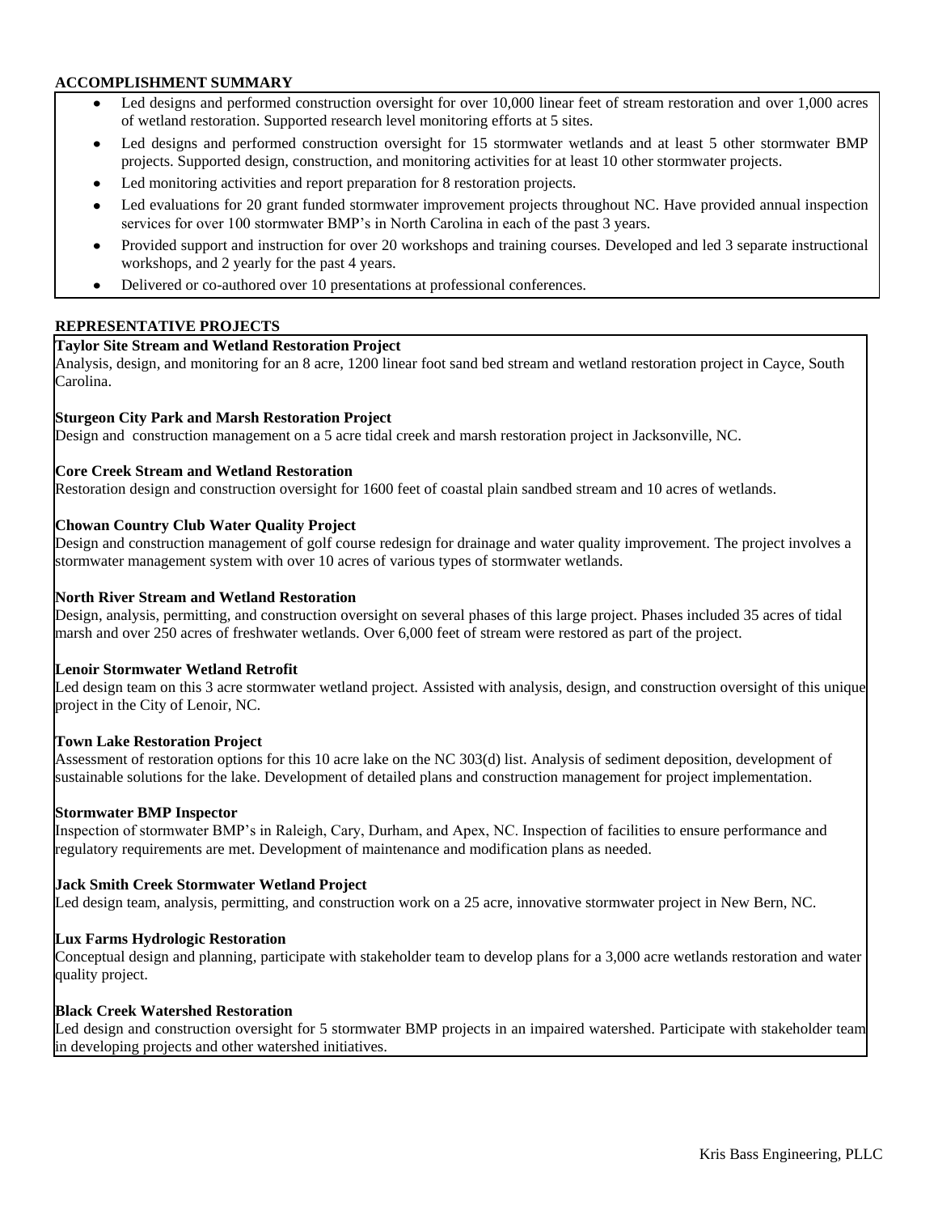## ACCOMPLISHMENT SUMMARY

- Led designs and performed construction oversight for over 10,000 linear feet of stream restoration and over 1,000 acres of wetland restoration. Supported research level monitoring efforts at 5 sites.
- Led designs and performed construction oversight for 15 stormwater wetlands and at least 5 other stormwater BMP projects. Supported design, construction, and monitoring activities for at least 10 other stormwater projects.
- Led monitoring activities and report preparation for 8 restoration projects.
- Led evaluations for 20 grant funded stormwater improvement projects throughout NC. Have provided annual inspection services for over 100 stormwater BMP's in North Carolina in each of the past 3 years.
- Provided support and instruction for over 20 workshops and training courses. Developed and led 3 separate instructional workshops, and 2 yearly for the past 4 years.
- Delivered or co-authored over 10 presentations at professional conferences.

## REPRESENTATIVE PROJECTS

**Taylor Site Stream and Wetland Restoration Project**
Analysis, design, and monitoring for an 8 acre, 1200 linear foot sand bed stream and wetland restoration project in Cayce, South Carolina.

**Sturgeon City Park and Marsh Restoration Project**
Design and construction management on a 5 acre tidal creek and marsh restoration project in Jacksonville, NC.

**Core Creek Stream and Wetland Restoration**
Restoration design and construction oversight for 1600 feet of coastal plain sandbed stream and 10 acres of wetlands.

**Chowan Country Club Water Quality Project**
Design and construction management of golf course redesign for drainage and water quality improvement. The project involves a stormwater management system with over 10 acres of various types of stormwater wetlands.

**North River Stream and Wetland Restoration**
Design, analysis, permitting, and construction oversight on several phases of this large project. Phases included 35 acres of tidal marsh and over 250 acres of freshwater wetlands. Over 6,000 feet of stream were restored as part of the project.

**Lenoir Stormwater Wetland Retrofit**
Led design team on this 3 acre stormwater wetland project. Assisted with analysis, design, and construction oversight of this unique project in the City of Lenoir, NC.

**Town Lake Restoration Project**
Assessment of restoration options for this 10 acre lake on the NC 303(d) list. Analysis of sediment deposition, development of sustainable solutions for the lake. Development of detailed plans and construction management for project implementation.

**Stormwater BMP Inspector**
Inspection of stormwater BMP's in Raleigh, Cary, Durham, and Apex, NC. Inspection of facilities to ensure performance and regulatory requirements are met. Development of maintenance and modification plans as needed.

**Jack Smith Creek Stormwater Wetland Project**
Led design team, analysis, permitting, and construction work on a 25 acre, innovative stormwater project in New Bern, NC.

**Lux Farms Hydrologic Restoration**
Conceptual design and planning, participate with stakeholder team to develop plans for a 3,000 acre wetlands restoration and water quality project.

**Black Creek Watershed Restoration**
Led design and construction oversight for 5 stormwater BMP projects in an impaired watershed. Participate with stakeholder team in developing projects and other watershed initiatives.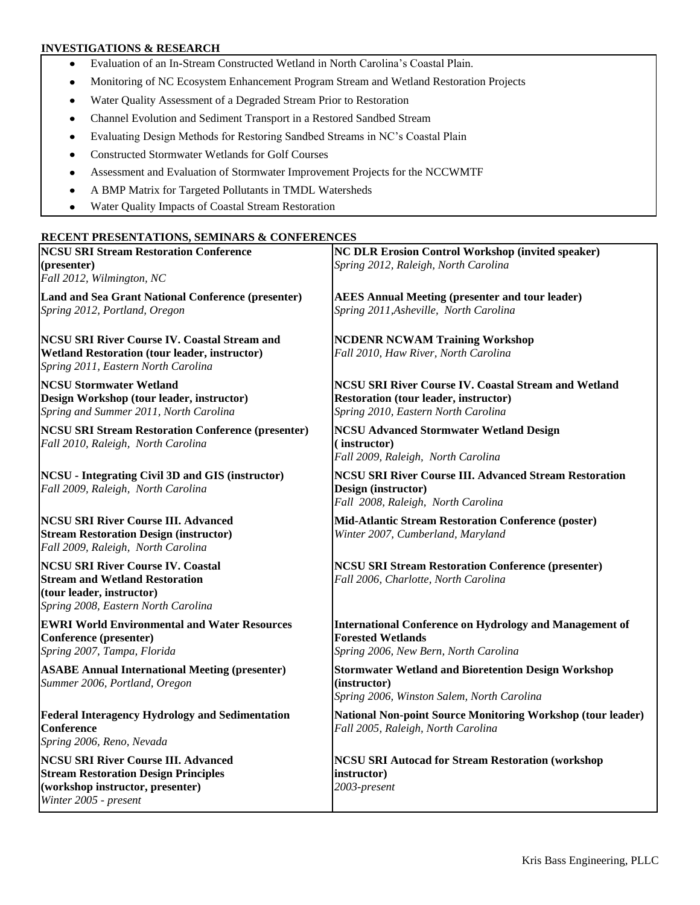**INVESTIGATIONS & RESEARCH**

- Evaluation of an In-Stream Constructed Wetland in North Carolina's Coastal Plain.
- Monitoring of NC Ecosystem Enhancement Program Stream and Wetland Restoration Projects
- Water Quality Assessment of a Degraded Stream Prior to Restoration
- Channel Evolution and Sediment Transport in a Restored Sandbed Stream
- Evaluating Design Methods for Restoring Sandbed Streams in NC's Coastal Plain
- Constructed Stormwater Wetlands for Golf Courses
- Assessment and Evaluation of Stormwater Improvement Projects for the NCCWMTF
- A BMP Matrix for Targeted Pollutants in TMDL Watersheds
- Water Quality Impacts of Coastal Stream Restoration

**RECENT PRESENTATIONS, SEMINARS & CONFERENCES**

| | |
|---|---|
| **NCSU SRI Stream Restoration Conference (presenter)**<br>*Fall 2012, Wilmington, NC* | **NC DLR Erosion Control Workshop (invited speaker)**<br>*Spring 2012, Raleigh, North Carolina* |
| **Land and Sea Grant National Conference (presenter)**<br>*Spring 2012, Portland, Oregon* | **AEES Annual Meeting (presenter and tour leader)**<br>*Spring 2011,Asheville, North Carolina* |
| **NCSU SRI River Course IV. Coastal Stream and Wetland Restoration (tour leader, instructor)**<br>*Spring 2011, Eastern North Carolina* | **NCDENR NCWAM Training Workshop**<br>*Fall 2010, Haw River, North Carolina* |
| **NCSU Stormwater Wetland Design Workshop (tour leader, instructor)**<br>*Spring and Summer 2011, North Carolina* | **NCSU SRI River Course IV. Coastal Stream and Wetland Restoration (tour leader, instructor)**<br>*Spring 2010, Eastern North Carolina* |
| **NCSU SRI Stream Restoration Conference (presenter)**<br>*Fall 2010, Raleigh, North Carolina* | **NCSU Advanced Stormwater Wetland Design ( instructor)**<br>*Fall 2009, Raleigh, North Carolina* |
| **NCSU - Integrating Civil 3D and GIS (instructor)**<br>*Fall 2009, Raleigh, North Carolina* | **NCSU SRI River Course III. Advanced Stream Restoration Design (instructor)**<br>*Fall 2008, Raleigh, North Carolina* |
| **NCSU SRI River Course III. Advanced Stream Restoration Design (instructor)**<br>*Fall 2009, Raleigh, North Carolina* | **Mid-Atlantic Stream Restoration Conference (poster)**<br>*Winter 2007, Cumberland, Maryland* |
| **NCSU SRI River Course IV. Coastal Stream and Wetland Restoration (tour leader, instructor)**<br>*Spring 2008, Eastern North Carolina* | **NCSU SRI Stream Restoration Conference (presenter)**<br>*Fall 2006, Charlotte, North Carolina* |
| **EWRI World Environmental and Water Resources Conference (presenter)**<br>*Spring 2007, Tampa, Florida* | **International Conference on Hydrology and Management of Forested Wetlands**<br>*Spring 2006, New Bern, North Carolina* |
| **ASABE Annual International Meeting (presenter)**<br>*Summer 2006, Portland, Oregon* | **Stormwater Wetland and Bioretention Design Workshop (instructor)**<br>*Spring 2006, Winston Salem, North Carolina* |
| **Federal Interagency Hydrology and Sedimentation Conference**<br>*Spring 2006, Reno, Nevada* | **National Non-point Source Monitoring Workshop (tour leader)**<br>*Fall 2005, Raleigh, North Carolina* |
| **NCSU SRI River Course III. Advanced Stream Restoration Design Principles (workshop instructor, presenter)**<br>*Winter 2005 - present* | **NCSU SRI Autocad for Stream Restoration (workshop instructor)**<br>*2003-present* |